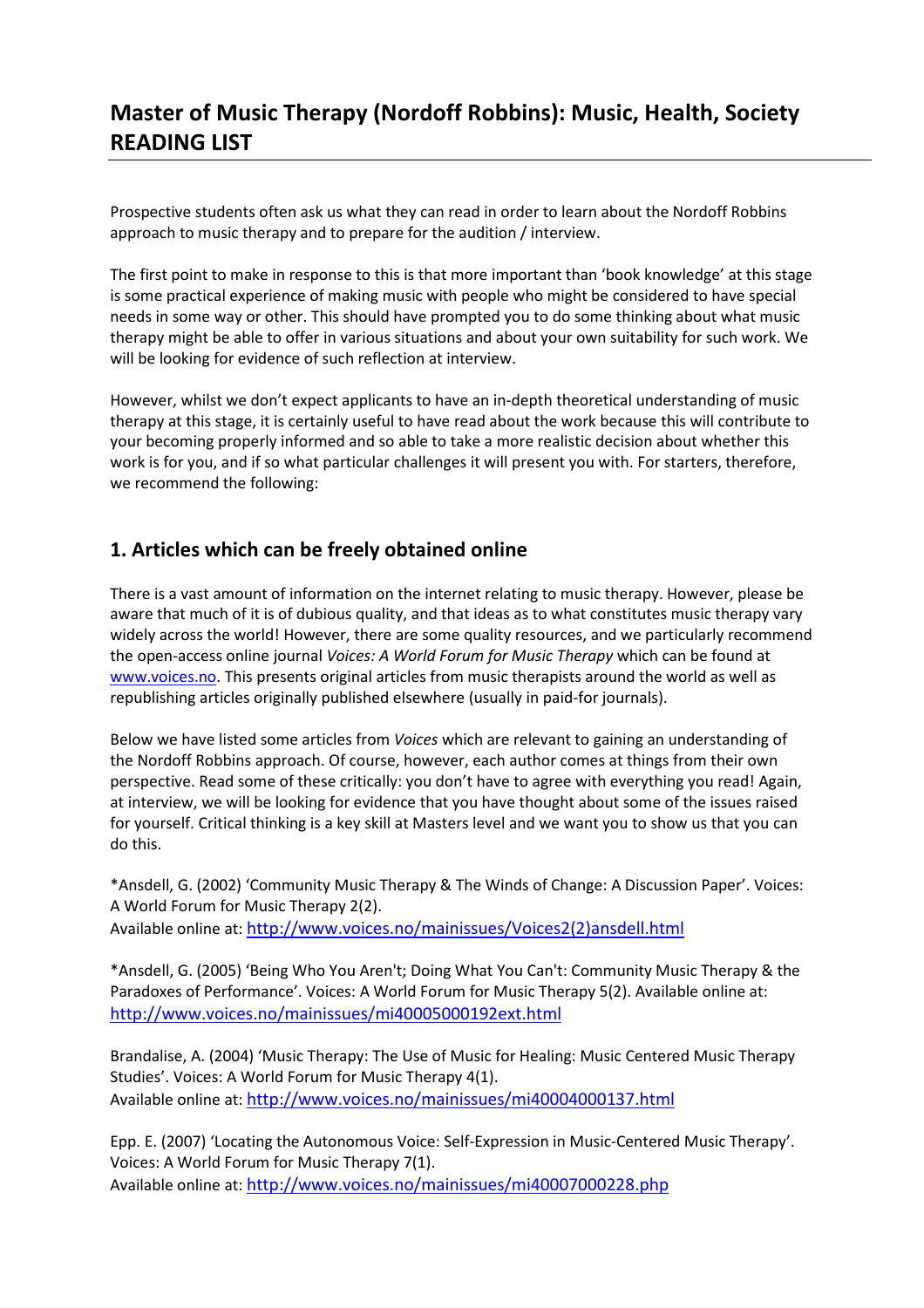# Master of Music Therapy (Nordoff Robbins): Music, Health, Society READING LIST

Prospective students often ask us what they can read in order to learn about the Nordoff Robbins approach to music therapy and to prepare for the audition / interview.

The first point to make in response to this is that more important than 'book knowledge' at this stage is some practical experience of making music with people who might be considered to have special needs in some way or other. This should have prompted you to do some thinking about what music therapy might be able to offer in various situations and about your own suitability for such work. We will be looking for evidence of such reflection at interview.

However, whilst we don't expect applicants to have an in-depth theoretical understanding of music therapy at this stage, it is certainly useful to have read about the work because this will contribute to your becoming properly informed and so able to take a more realistic decision about whether this work is for you, and if so what particular challenges it will present you with. For starters, therefore, we recommend the following:

## 1. Articles which can be freely obtained online

There is a vast amount of information on the internet relating to music therapy. However, please be aware that much of it is of dubious quality, and that ideas as to what constitutes music therapy vary widely across the world! However, there are some quality resources, and we particularly recommend the open-access online journal *Voices: A World Forum for Music Therapy* which can be found at www.voices.no. This presents original articles from music therapists around the world as well as republishing articles originally published elsewhere (usually in paid-for journals).

Below we have listed some articles from *Voices* which are relevant to gaining an understanding of the Nordoff Robbins approach. Of course, however, each author comes at things from their own perspective. Read some of these critically: you don't have to agree with everything you read! Again, at interview, we will be looking for evidence that you have thought about some of the issues raised for yourself. Critical thinking is a key skill at Masters level and we want you to show us that you can do this.

*Ansdell, G. (2002) 'Community Music Therapy & The Winds of Change: A Discussion Paper'. Voices: A World Forum for Music Therapy 2(2).
Available online at: http://www.voices.no/mainissues/Voices2(2)ansdell.html

*Ansdell, G. (2005) 'Being Who You Aren't; Doing What You Can't: Community Music Therapy & the Paradoxes of Performance'. Voices: A World Forum for Music Therapy 5(2). Available online at: http://www.voices.no/mainissues/mi40005000192ext.html

Brandalise, A. (2004) 'Music Therapy: The Use of Music for Healing: Music Centered Music Therapy Studies'. Voices: A World Forum for Music Therapy 4(1).
Available online at: http://www.voices.no/mainissues/mi40004000137.html

Epp. E. (2007) 'Locating the Autonomous Voice: Self-Expression in Music-Centered Music Therapy'. Voices: A World Forum for Music Therapy 7(1).
Available online at: http://www.voices.no/mainissues/mi40007000228.php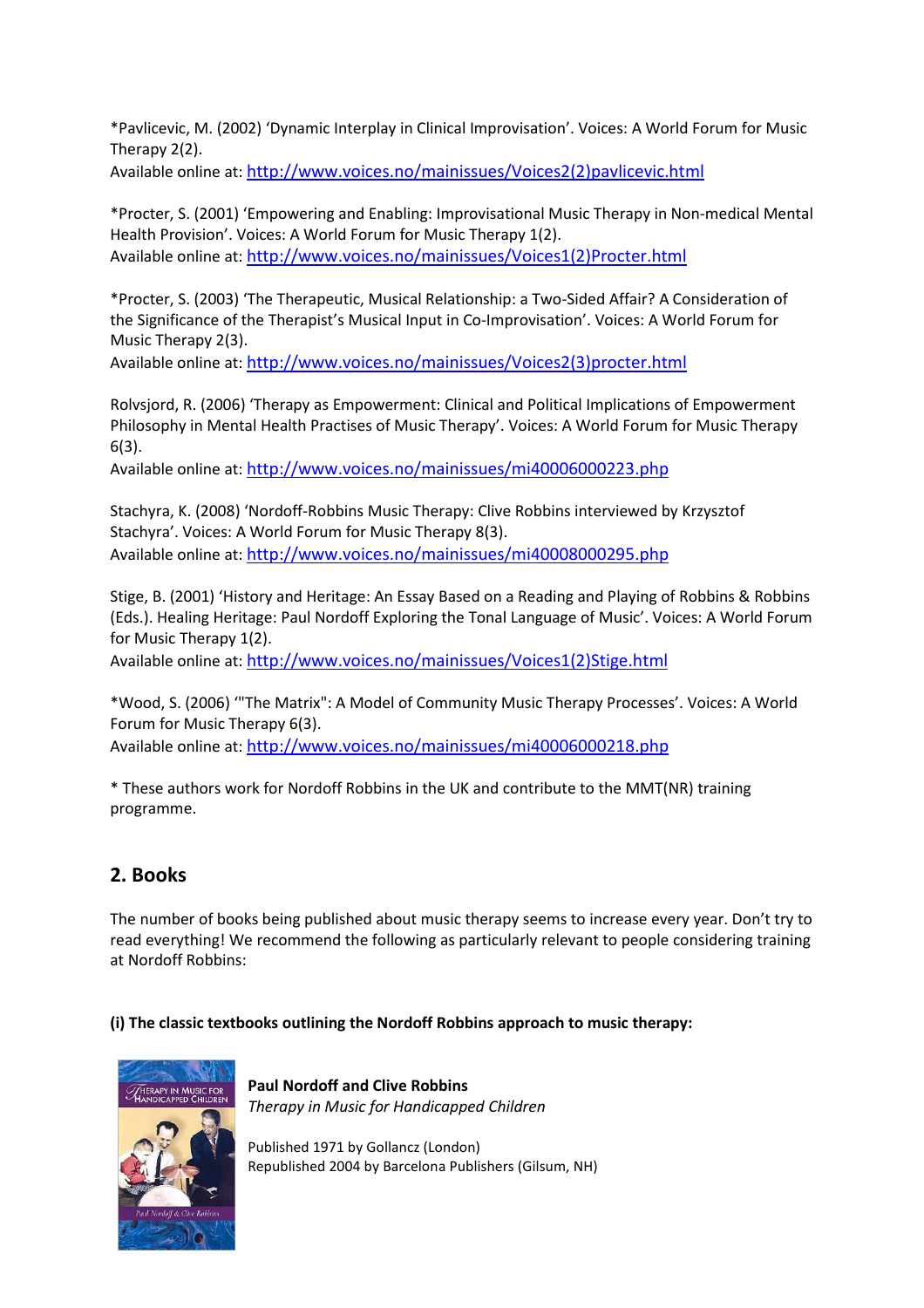*Pavlicevic, M. (2002) 'Dynamic Interplay in Clinical Improvisation'. Voices: A World Forum for Music Therapy 2(2).
Available online at: http://www.voices.no/mainissues/Voices2(2)pavlicevic.html

*Procter, S. (2001) 'Empowering and Enabling: Improvisational Music Therapy in Non-medical Mental Health Provision'. Voices: A World Forum for Music Therapy 1(2).
Available online at: http://www.voices.no/mainissues/Voices1(2)Procter.html

*Procter, S. (2003) 'The Therapeutic, Musical Relationship: a Two-Sided Affair? A Consideration of the Significance of the Therapist's Musical Input in Co-Improvisation'. Voices: A World Forum for Music Therapy 2(3).
Available online at: http://www.voices.no/mainissues/Voices2(3)procter.html

Rolvsjord, R. (2006) 'Therapy as Empowerment: Clinical and Political Implications of Empowerment Philosophy in Mental Health Practises of Music Therapy'. Voices: A World Forum for Music Therapy 6(3).
Available online at: http://www.voices.no/mainissues/mi40006000223.php

Stachyra, K. (2008) 'Nordoff-Robbins Music Therapy: Clive Robbins interviewed by Krzysztof Stachyra'. Voices: A World Forum for Music Therapy 8(3).
Available online at: http://www.voices.no/mainissues/mi40008000295.php

Stige, B. (2001) 'History and Heritage: An Essay Based on a Reading and Playing of Robbins & Robbins (Eds.). Healing Heritage: Paul Nordoff Exploring the Tonal Language of Music'. Voices: A World Forum for Music Therapy 1(2).
Available online at: http://www.voices.no/mainissues/Voices1(2)Stige.html

*Wood, S. (2006) '"The Matrix": A Model of Community Music Therapy Processes'. Voices: A World Forum for Music Therapy 6(3).
Available online at: http://www.voices.no/mainissues/mi40006000218.php

* These authors work for Nordoff Robbins in the UK and contribute to the MMT(NR) training programme.

## 2. Books

The number of books being published about music therapy seems to increase every year. Don't try to read everything! We recommend the following as particularly relevant to people considering training at Nordoff Robbins:

**(i) The classic textbooks outlining the Nordoff Robbins approach to music therapy:**

**Paul Nordoff and Clive Robbins**
*Therapy in Music for Handicapped Children*

Published 1971 by Gollancz (London)
Republished 2004 by Barcelona Publishers (Gilsum, NH)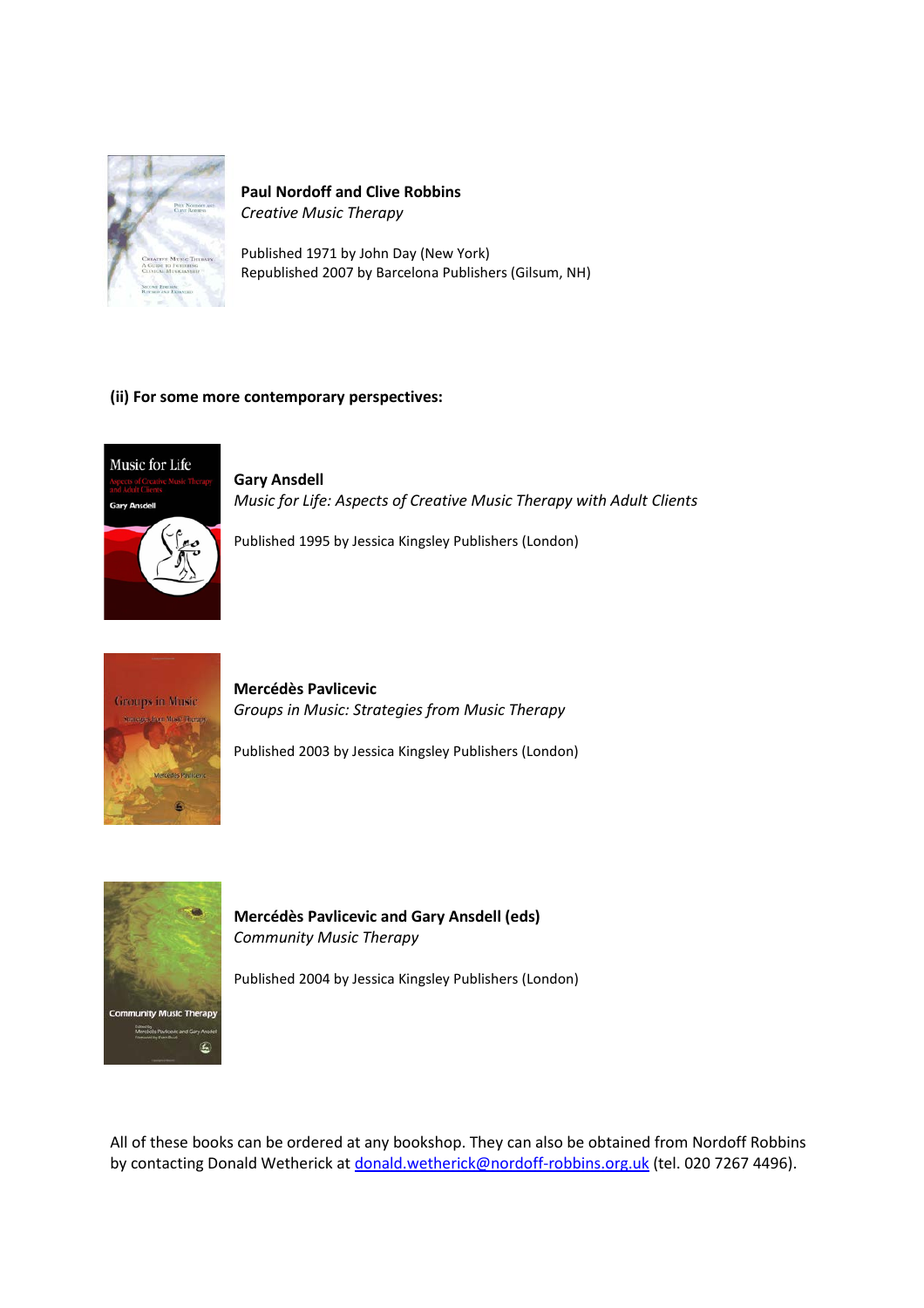**Paul Nordoff and Clive Robbins**
*Creative Music Therapy*

Published 1971 by John Day (New York)
Republished 2007 by Barcelona Publishers (Gilsum, NH)

**(ii) For some more contemporary perspectives:**

**Gary Ansdell**
*Music for Life: Aspects of Creative Music Therapy with Adult Clients*

Published 1995 by Jessica Kingsley Publishers (London)

**Mercédès Pavlicevic**
*Groups in Music: Strategies from Music Therapy*

Published 2003 by Jessica Kingsley Publishers (London)

**Mercédès Pavlicevic and Gary Ansdell (eds)**
*Community Music Therapy*

Published 2004 by Jessica Kingsley Publishers (London)

All of these books can be ordered at any bookshop. They can also be obtained from Nordoff Robbins by contacting Donald Wetherick at donald.wetherick@nordoff-robbins.org.uk (tel. 020 7267 4496).